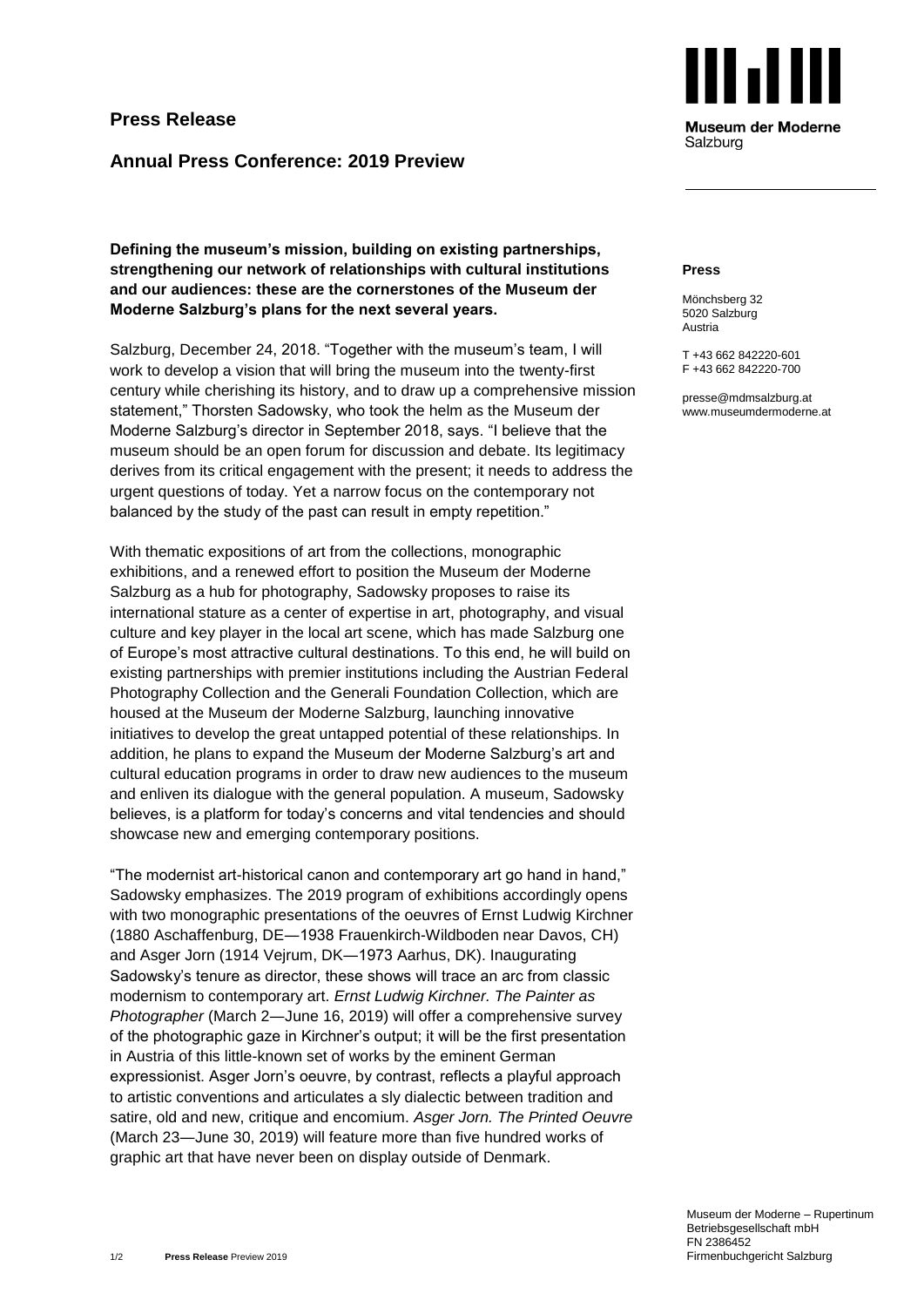# Press Release

## Annual Press Conference: 2019 Preview

Museum der Moderne
Salzburg

**Press**

Mönchsberg 32
5020 Salzburg
Austria

T +43 662 842220-601
F +43 662 842220-700

presse@mdmsalzburg.at
www.museumdermoderne.at

**Defining the museum's mission, building on existing partnerships, strengthening our network of relationships with cultural institutions and our audiences: these are the cornerstones of the Museum der Moderne Salzburg's plans for the next several years.**

Salzburg, December 24, 2018. "Together with the museum's team, I will work to develop a vision that will bring the museum into the twenty-first century while cherishing its history, and to draw up a comprehensive mission statement," Thorsten Sadowsky, who took the helm as the Museum der Moderne Salzburg's director in September 2018, says. "I believe that the museum should be an open forum for discussion and debate. Its legitimacy derives from its critical engagement with the present; it needs to address the urgent questions of today. Yet a narrow focus on the contemporary not balanced by the study of the past can result in empty repetition."

With thematic expositions of art from the collections, monographic exhibitions, and a renewed effort to position the Museum der Moderne Salzburg as a hub for photography, Sadowsky proposes to raise its international stature as a center of expertise in art, photography, and visual culture and key player in the local art scene, which has made Salzburg one of Europe's most attractive cultural destinations. To this end, he will build on existing partnerships with premier institutions including the Austrian Federal Photography Collection and the Generali Foundation Collection, which are housed at the Museum der Moderne Salzburg, launching innovative initiatives to develop the great untapped potential of these relationships. In addition, he plans to expand the Museum der Moderne Salzburg's art and cultural education programs in order to draw new audiences to the museum and enliven its dialogue with the general population. A museum, Sadowsky believes, is a platform for today's concerns and vital tendencies and should showcase new and emerging contemporary positions.

"The modernist art-historical canon and contemporary art go hand in hand," Sadowsky emphasizes. The 2019 program of exhibitions accordingly opens with two monographic presentations of the oeuvres of Ernst Ludwig Kirchner (1880 Aschaffenburg, DE—1938 Frauenkirch-Wildboden near Davos, CH) and Asger Jorn (1914 Vejrum, DK—1973 Aarhus, DK). Inaugurating Sadowsky's tenure as director, these shows will trace an arc from classic modernism to contemporary art. *Ernst Ludwig Kirchner. The Painter as Photographer* (March 2—June 16, 2019) will offer a comprehensive survey of the photographic gaze in Kirchner's output; it will be the first presentation in Austria of this little-known set of works by the eminent German expressionist. Asger Jorn's oeuvre, by contrast, reflects a playful approach to artistic conventions and articulates a sly dialectic between tradition and satire, old and new, critique and encomium. *Asger Jorn. The Printed Oeuvre* (March 23—June 30, 2019) will feature more than five hundred works of graphic art that have never been on display outside of Denmark.

Museum der Moderne – Rupertinum
Betriebsgesellschaft mbH
FN 2386452
Firmenbuchgericht Salzburg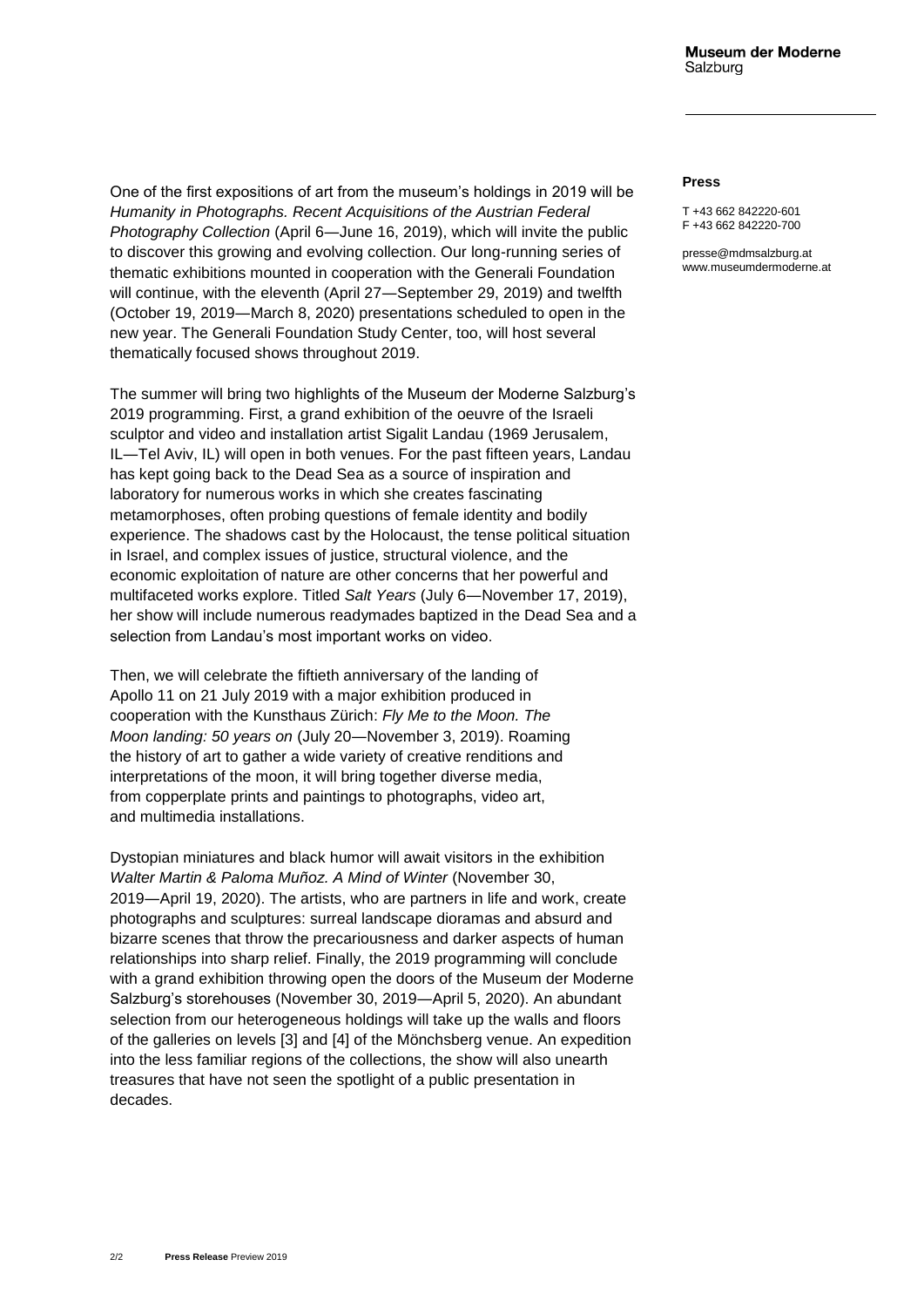One of the first expositions of art from the museum's holdings in 2019 will be *Humanity in Photographs. Recent Acquisitions of the Austrian Federal Photography Collection* (April 6—June 16, 2019), which will invite the public to discover this growing and evolving collection. Our long-running series of thematic exhibitions mounted in cooperation with the Generali Foundation will continue, with the eleventh (April 27—September 29, 2019) and twelfth (October 19, 2019—March 8, 2020) presentations scheduled to open in the new year. The Generali Foundation Study Center, too, will host several thematically focused shows throughout 2019.

The summer will bring two highlights of the Museum der Moderne Salzburg's 2019 programming. First, a grand exhibition of the oeuvre of the Israeli sculptor and video and installation artist Sigalit Landau (1969 Jerusalem, IL—Tel Aviv, IL) will open in both venues. For the past fifteen years, Landau has kept going back to the Dead Sea as a source of inspiration and laboratory for numerous works in which she creates fascinating metamorphoses, often probing questions of female identity and bodily experience. The shadows cast by the Holocaust, the tense political situation in Israel, and complex issues of justice, structural violence, and the economic exploitation of nature are other concerns that her powerful and multifaceted works explore. Titled *Salt Years* (July 6—November 17, 2019), her show will include numerous readymades baptized in the Dead Sea and a selection from Landau's most important works on video.

Then, we will celebrate the fiftieth anniversary of the landing of Apollo 11 on 21 July 2019 with a major exhibition produced in cooperation with the Kunsthaus Zürich: *Fly Me to the Moon. The Moon landing: 50 years on* (July 20—November 3, 2019). Roaming the history of art to gather a wide variety of creative renditions and interpretations of the moon, it will bring together diverse media, from copperplate prints and paintings to photographs, video art, and multimedia installations.

Dystopian miniatures and black humor will await visitors in the exhibition *Walter Martin & Paloma Muñoz. A Mind of Winter* (November 30, 2019—April 19, 2020). The artists, who are partners in life and work, create photographs and sculptures: surreal landscape dioramas and absurd and bizarre scenes that throw the precariousness and darker aspects of human relationships into sharp relief. Finally, the 2019 programming will conclude with a grand exhibition throwing open the doors of the Museum der Moderne Salzburg's storehouses (November 30, 2019—April 5, 2020). An abundant selection from our heterogeneous holdings will take up the walls and floors of the galleries on levels [3] and [4] of the Mönchsberg venue. An expedition into the less familiar regions of the collections, the show will also unearth treasures that have not seen the spotlight of a public presentation in decades.

**Press**

T +43 662 842220-601
F +43 662 842220-700

presse@mdmsalzburg.at
www.museumdermoderne.at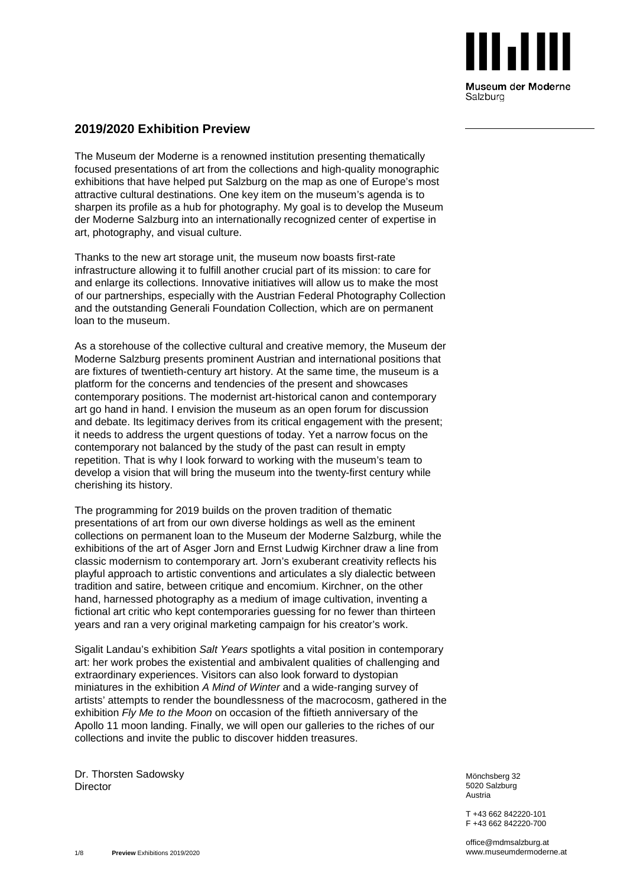## 2019/2020 Exhibition Preview

The Museum der Moderne is a renowned institution presenting thematically focused presentations of art from the collections and high-quality monographic exhibitions that have helped put Salzburg on the map as one of Europe's most attractive cultural destinations. One key item on the museum's agenda is to sharpen its profile as a hub for photography. My goal is to develop the Museum der Moderne Salzburg into an internationally recognized center of expertise in art, photography, and visual culture.

Thanks to the new art storage unit, the museum now boasts first-rate infrastructure allowing it to fulfill another crucial part of its mission: to care for and enlarge its collections. Innovative initiatives will allow us to make the most of our partnerships, especially with the Austrian Federal Photography Collection and the outstanding Generali Foundation Collection, which are on permanent loan to the museum.

As a storehouse of the collective cultural and creative memory, the Museum der Moderne Salzburg presents prominent Austrian and international positions that are fixtures of twentieth-century art history. At the same time, the museum is a platform for the concerns and tendencies of the present and showcases contemporary positions. The modernist art-historical canon and contemporary art go hand in hand. I envision the museum as an open forum for discussion and debate. Its legitimacy derives from its critical engagement with the present; it needs to address the urgent questions of today. Yet a narrow focus on the contemporary not balanced by the study of the past can result in empty repetition. That is why I look forward to working with the museum's team to develop a vision that will bring the museum into the twenty-first century while cherishing its history.

The programming for 2019 builds on the proven tradition of thematic presentations of art from our own diverse holdings as well as the eminent collections on permanent loan to the Museum der Moderne Salzburg, while the exhibitions of the art of Asger Jorn and Ernst Ludwig Kirchner draw a line from classic modernism to contemporary art. Jorn's exuberant creativity reflects his playful approach to artistic conventions and articulates a sly dialectic between tradition and satire, between critique and encomium. Kirchner, on the other hand, harnessed photography as a medium of image cultivation, inventing a fictional art critic who kept contemporaries guessing for no fewer than thirteen years and ran a very original marketing campaign for his creator's work.

Sigalit Landau's exhibition *Salt Years* spotlights a vital position in contemporary art: her work probes the existential and ambivalent qualities of challenging and extraordinary experiences. Visitors can also look forward to dystopian miniatures in the exhibition *A Mind of Winter* and a wide-ranging survey of artists' attempts to render the boundlessness of the macrocosm, gathered in the exhibition *Fly Me to the Moon* on occasion of the fiftieth anniversary of the Apollo 11 moon landing. Finally, we will open our galleries to the riches of our collections and invite the public to discover hidden treasures.

Dr. Thorsten Sadowsky
Director

Mönchsberg 32
5020 Salzburg
Austria

T +43 662 842220-101
F +43 662 842220-700

office@mdmsalzburg.at
www.museumdermoderne.at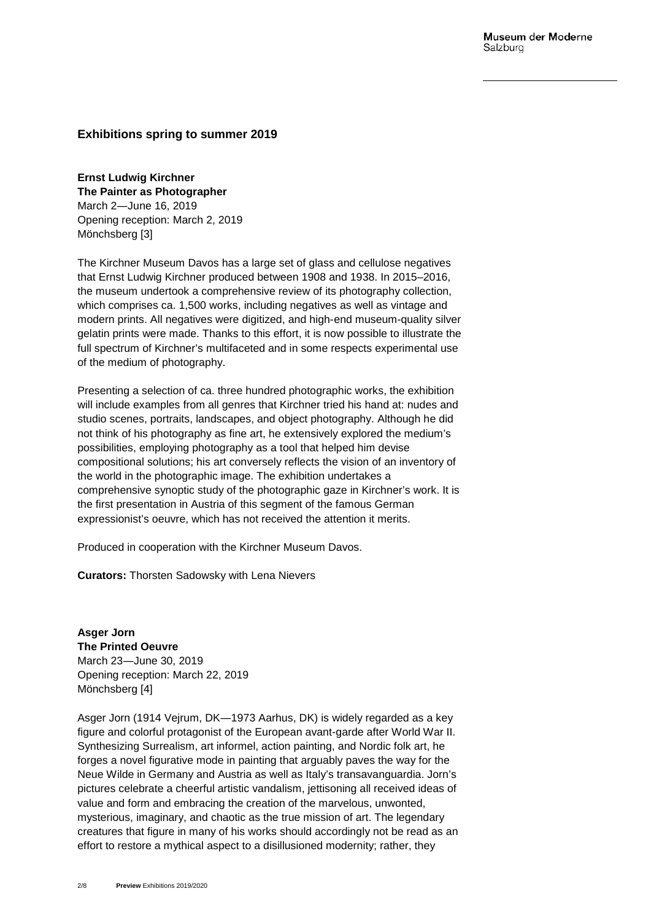## Exhibitions spring to summer 2019

**Ernst Ludwig Kirchner**
**The Painter as Photographer**
March 2—June 16, 2019
Opening reception: March 2, 2019
Mönchsberg [3]

The Kirchner Museum Davos has a large set of glass and cellulose negatives that Ernst Ludwig Kirchner produced between 1908 and 1938. In 2015–2016, the museum undertook a comprehensive review of its photography collection, which comprises ca. 1,500 works, including negatives as well as vintage and modern prints. All negatives were digitized, and high-end museum-quality silver gelatin prints were made. Thanks to this effort, it is now possible to illustrate the full spectrum of Kirchner's multifaceted and in some respects experimental use of the medium of photography.

Presenting a selection of ca. three hundred photographic works, the exhibition will include examples from all genres that Kirchner tried his hand at: nudes and studio scenes, portraits, landscapes, and object photography. Although he did not think of his photography as fine art, he extensively explored the medium's possibilities, employing photography as a tool that helped him devise compositional solutions; his art conversely reflects the vision of an inventory of the world in the photographic image. The exhibition undertakes a comprehensive synoptic study of the photographic gaze in Kirchner's work. It is the first presentation in Austria of this segment of the famous German expressionist's oeuvre, which has not received the attention it merits.

Produced in cooperation with the Kirchner Museum Davos.

**Curators:** Thorsten Sadowsky with Lena Nievers

**Asger Jorn**
**The Printed Oeuvre**
March 23—June 30, 2019
Opening reception: March 22, 2019
Mönchsberg [4]

Asger Jorn (1914 Vejrum, DK—1973 Aarhus, DK) is widely regarded as a key figure and colorful protagonist of the European avant-garde after World War II. Synthesizing Surrealism, art informel, action painting, and Nordic folk art, he forges a novel figurative mode in painting that arguably paves the way for the Neue Wilde in Germany and Austria as well as Italy's transavanguardia. Jorn's pictures celebrate a cheerful artistic vandalism, jettisoning all received ideas of value and form and embracing the creation of the marvelous, unwonted, mysterious, imaginary, and chaotic as the true mission of art. The legendary creatures that figure in many of his works should accordingly not be read as an effort to restore a mythical aspect to a disillusioned modernity; rather, they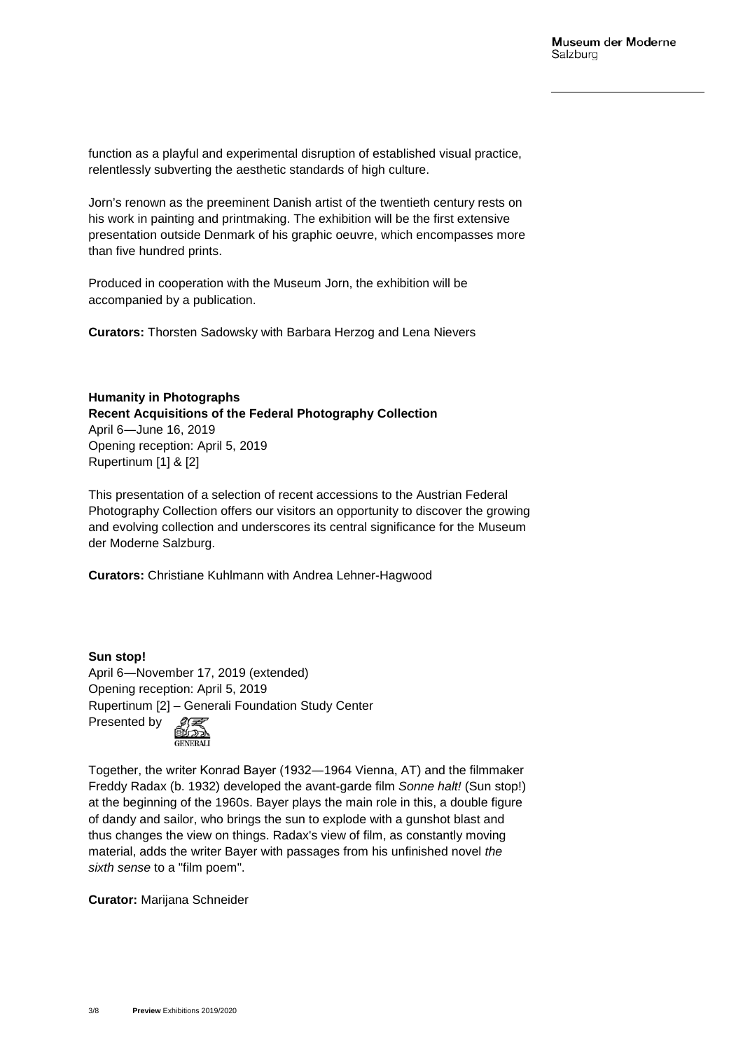function as a playful and experimental disruption of established visual practice, relentlessly subverting the aesthetic standards of high culture.

Jorn's renown as the preeminent Danish artist of the twentieth century rests on his work in painting and printmaking. The exhibition will be the first extensive presentation outside Denmark of his graphic oeuvre, which encompasses more than five hundred prints.

Produced in cooperation with the Museum Jorn, the exhibition will be accompanied by a publication.

**Curators:** Thorsten Sadowsky with Barbara Herzog and Lena Nievers

**Humanity in Photographs**
**Recent Acquisitions of the Federal Photography Collection**
April 6—June 16, 2019
Opening reception: April 5, 2019
Rupertinum [1] & [2]

This presentation of a selection of recent accessions to the Austrian Federal Photography Collection offers our visitors an opportunity to discover the growing and evolving collection and underscores its central significance for the Museum der Moderne Salzburg.

**Curators:** Christiane Kuhlmann with Andrea Lehner-Hagwood

**Sun stop!**
April 6—November 17, 2019 (extended)
Opening reception: April 5, 2019
Rupertinum [2] – Generali Foundation Study Center
Presented by GENERALI

Together, the writer Konrad Bayer (1932—1964 Vienna, AT) and the filmmaker Freddy Radax (b. 1932) developed the avant-garde film *Sonne halt!* (Sun stop!) at the beginning of the 1960s. Bayer plays the main role in this, a double figure of dandy and sailor, who brings the sun to explode with a gunshot blast and thus changes the view on things. Radax's view of film, as constantly moving material, adds the writer Bayer with passages from his unfinished novel *the sixth sense* to a "film poem".

**Curator:** Marijana Schneider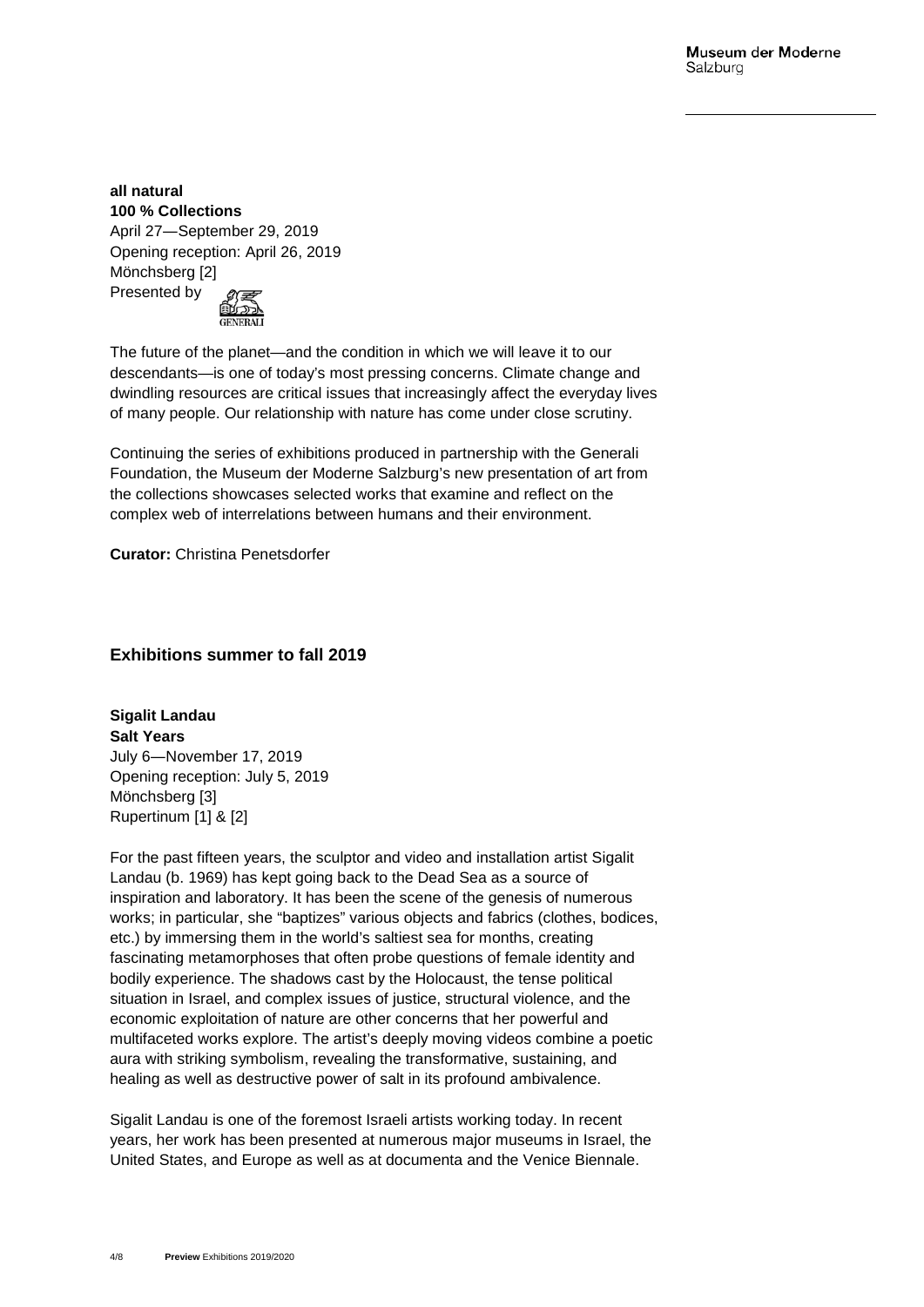**all natural**
**100 % Collections**
April 27—September 29, 2019
Opening reception: April 26, 2019
Mönchsberg [2]
Presented by

The future of the planet—and the condition in which we will leave it to our descendants—is one of today's most pressing concerns. Climate change and dwindling resources are critical issues that increasingly affect the everyday lives of many people. Our relationship with nature has come under close scrutiny.

Continuing the series of exhibitions produced in partnership with the Generali Foundation, the Museum der Moderne Salzburg's new presentation of art from the collections showcases selected works that examine and reflect on the complex web of interrelations between humans and their environment.

**Curator:** Christina Penetsdorfer

## Exhibitions summer to fall 2019

**Sigalit Landau**
**Salt Years**
July 6—November 17, 2019
Opening reception: July 5, 2019
Mönchsberg [3]
Rupertinum [1] & [2]

For the past fifteen years, the sculptor and video and installation artist Sigalit Landau (b. 1969) has kept going back to the Dead Sea as a source of inspiration and laboratory. It has been the scene of the genesis of numerous works; in particular, she "baptizes" various objects and fabrics (clothes, bodices, etc.) by immersing them in the world's saltiest sea for months, creating fascinating metamorphoses that often probe questions of female identity and bodily experience. The shadows cast by the Holocaust, the tense political situation in Israel, and complex issues of justice, structural violence, and the economic exploitation of nature are other concerns that her powerful and multifaceted works explore. The artist's deeply moving videos combine a poetic aura with striking symbolism, revealing the transformative, sustaining, and healing as well as destructive power of salt in its profound ambivalence.

Sigalit Landau is one of the foremost Israeli artists working today. In recent years, her work has been presented at numerous major museums in Israel, the United States, and Europe as well as at documenta and the Venice Biennale.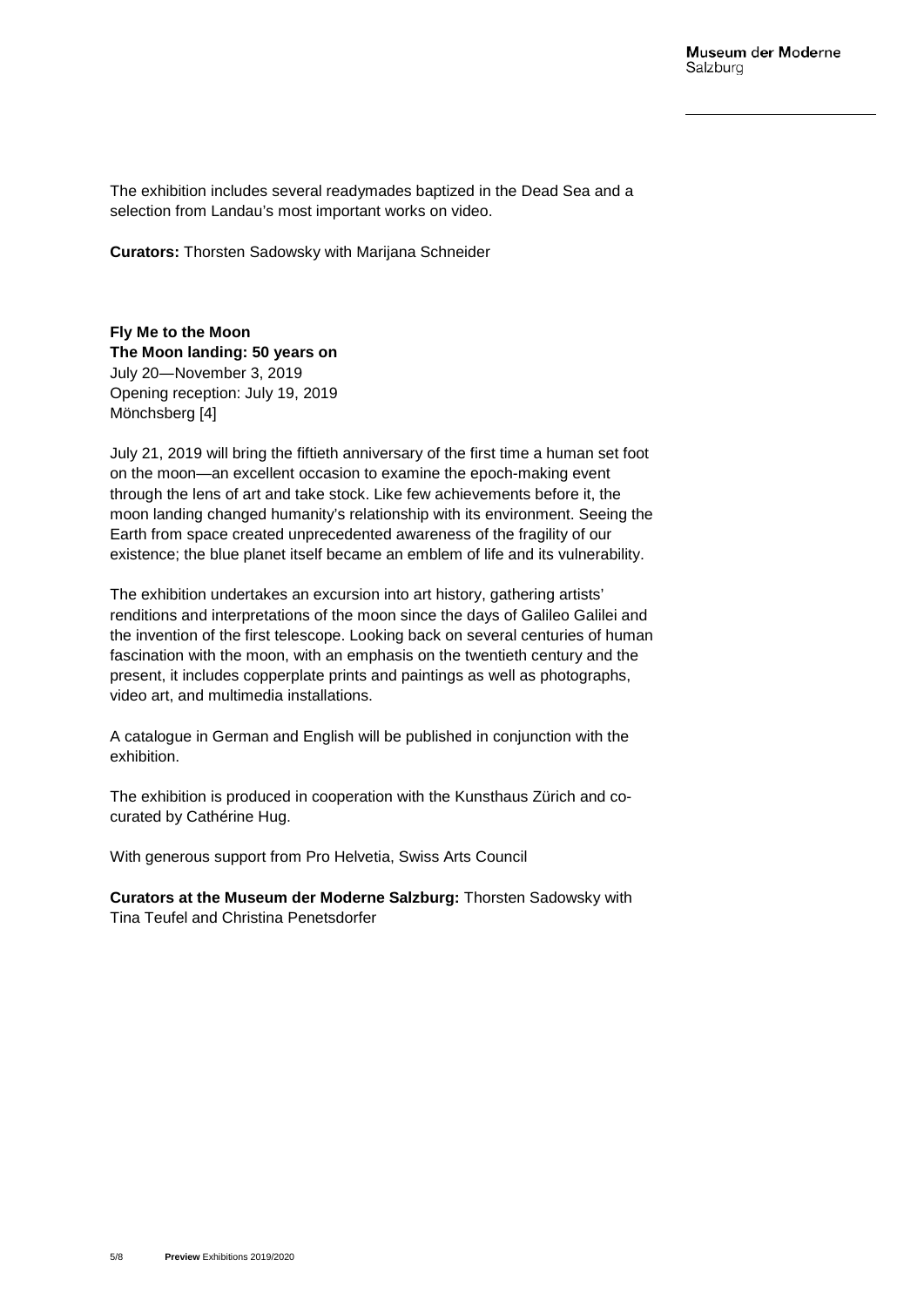The exhibition includes several readymades baptized in the Dead Sea and a selection from Landau's most important works on video.

**Curators:** Thorsten Sadowsky with Marijana Schneider

**Fly Me to the Moon**
**The Moon landing: 50 years on**
July 20—November 3, 2019
Opening reception: July 19, 2019
Mönchsberg [4]

July 21, 2019 will bring the fiftieth anniversary of the first time a human set foot on the moon—an excellent occasion to examine the epoch-making event through the lens of art and take stock. Like few achievements before it, the moon landing changed humanity's relationship with its environment. Seeing the Earth from space created unprecedented awareness of the fragility of our existence; the blue planet itself became an emblem of life and its vulnerability.

The exhibition undertakes an excursion into art history, gathering artists' renditions and interpretations of the moon since the days of Galileo Galilei and the invention of the first telescope. Looking back on several centuries of human fascination with the moon, with an emphasis on the twentieth century and the present, it includes copperplate prints and paintings as well as photographs, video art, and multimedia installations.

A catalogue in German and English will be published in conjunction with the exhibition.

The exhibition is produced in cooperation with the Kunsthaus Zürich and co-curated by Cathérine Hug.

With generous support from Pro Helvetia, Swiss Arts Council

**Curators at the Museum der Moderne Salzburg:** Thorsten Sadowsky with Tina Teufel and Christina Penetsdorfer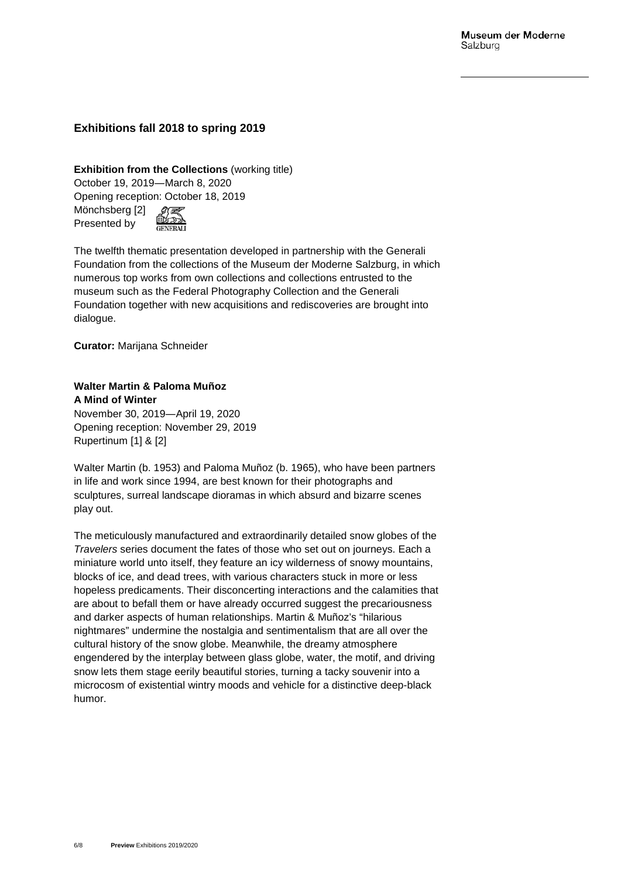## Exhibitions fall 2018 to spring 2019

**Exhibition from the Collections** (working title)
October 19, 2019—March 8, 2020
Opening reception: October 18, 2019
Mönchsberg [2]
Presented by

The twelfth thematic presentation developed in partnership with the Generali Foundation from the collections of the Museum der Moderne Salzburg, in which numerous top works from own collections and collections entrusted to the museum such as the Federal Photography Collection and the Generali Foundation together with new acquisitions and rediscoveries are brought into dialogue.

**Curator:** Marijana Schneider

**Walter Martin & Paloma Muñoz**
**A Mind of Winter**
November 30, 2019—April 19, 2020
Opening reception: November 29, 2019
Rupertinum [1] & [2]

Walter Martin (b. 1953) and Paloma Muñoz (b. 1965), who have been partners in life and work since 1994, are best known for their photographs and sculptures, surreal landscape dioramas in which absurd and bizarre scenes play out.

The meticulously manufactured and extraordinarily detailed snow globes of the *Travelers* series document the fates of those who set out on journeys. Each a miniature world unto itself, they feature an icy wilderness of snowy mountains, blocks of ice, and dead trees, with various characters stuck in more or less hopeless predicaments. Their disconcerting interactions and the calamities that are about to befall them or have already occurred suggest the precariousness and darker aspects of human relationships. Martin & Muñoz's "hilarious nightmares" undermine the nostalgia and sentimentalism that are all over the cultural history of the snow globe. Meanwhile, the dreamy atmosphere engendered by the interplay between glass globe, water, the motif, and driving snow lets them stage eerily beautiful stories, turning a tacky souvenir into a microcosm of existential wintry moods and vehicle for a distinctive deep-black humor.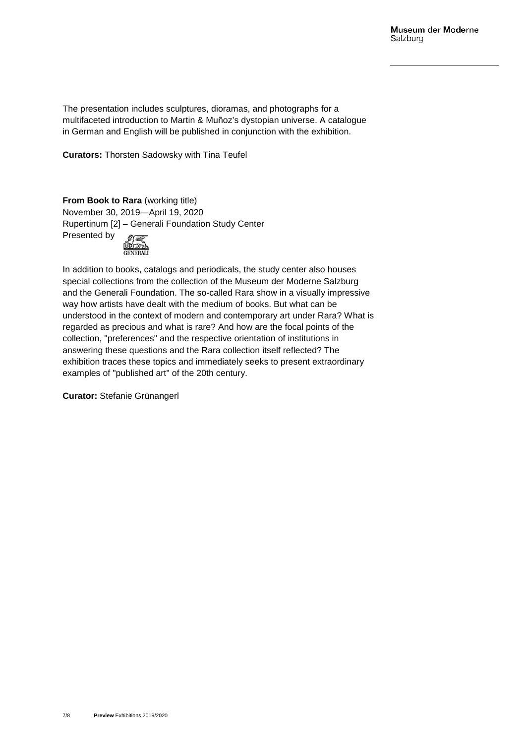The presentation includes sculptures, dioramas, and photographs for a multifaceted introduction to Martin & Muñoz's dystopian universe. A catalogue in German and English will be published in conjunction with the exhibition.

**Curators:** Thorsten Sadowsky with Tina Teufel

**From Book to Rara** (working title)
November 30, 2019—April 19, 2020
Rupertinum [2] – Generali Foundation Study Center
Presented by

In addition to books, catalogs and periodicals, the study center also houses special collections from the collection of the Museum der Moderne Salzburg and the Generali Foundation. The so-called Rara show in a visually impressive way how artists have dealt with the medium of books. But what can be understood in the context of modern and contemporary art under Rara? What is regarded as precious and what is rare? And how are the focal points of the collection, "preferences" and the respective orientation of institutions in answering these questions and the Rara collection itself reflected? The exhibition traces these topics and immediately seeks to present extraordinary examples of "published art" of the 20th century.

**Curator:** Stefanie Grünangerl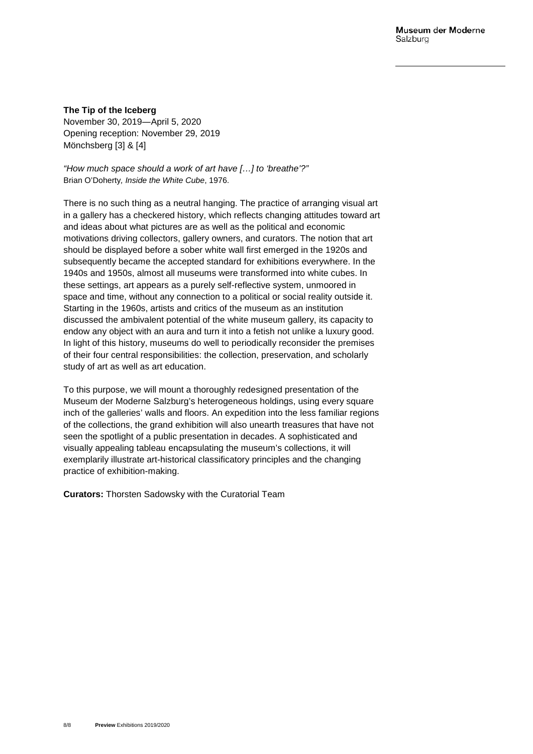**The Tip of the Iceberg**
November 30, 2019—April 5, 2020
Opening reception: November 29, 2019
Mönchsberg [3] & [4]

*"How much space should a work of art have […] to 'breathe'?"*
Brian O'Doherty, *Inside the White Cube*, 1976.

There is no such thing as a neutral hanging. The practice of arranging visual art in a gallery has a checkered history, which reflects changing attitudes toward art and ideas about what pictures are as well as the political and economic motivations driving collectors, gallery owners, and curators. The notion that art should be displayed before a sober white wall first emerged in the 1920s and subsequently became the accepted standard for exhibitions everywhere. In the 1940s and 1950s, almost all museums were transformed into white cubes. In these settings, art appears as a purely self-reflective system, unmoored in space and time, without any connection to a political or social reality outside it. Starting in the 1960s, artists and critics of the museum as an institution discussed the ambivalent potential of the white museum gallery, its capacity to endow any object with an aura and turn it into a fetish not unlike a luxury good. In light of this history, museums do well to periodically reconsider the premises of their four central responsibilities: the collection, preservation, and scholarly study of art as well as art education.

To this purpose, we will mount a thoroughly redesigned presentation of the Museum der Moderne Salzburg's heterogeneous holdings, using every square inch of the galleries' walls and floors. An expedition into the less familiar regions of the collections, the grand exhibition will also unearth treasures that have not seen the spotlight of a public presentation in decades. A sophisticated and visually appealing tableau encapsulating the museum's collections, it will exemplarily illustrate art-historical classificatory principles and the changing practice of exhibition-making.

**Curators:** Thorsten Sadowsky with the Curatorial Team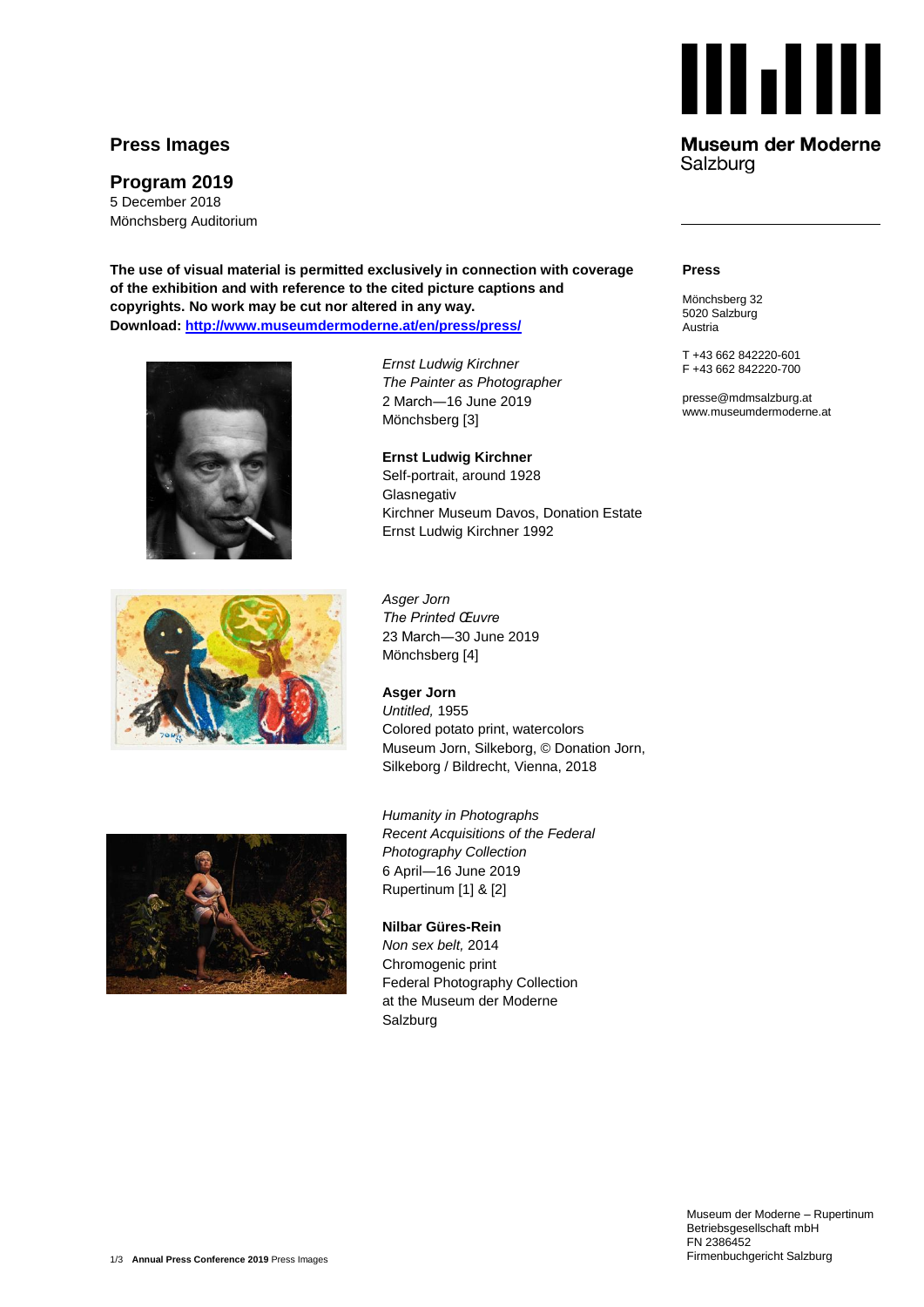## Press Images

## Program 2019

5 December 2018
Mönchsberg Auditorium

**Museum der Moderne**
Salzburg

**The use of visual material is permitted exclusively in connection with coverage of the exhibition and with reference to the cited picture captions and copyrights. No work may be cut nor altered in any way.**
**Download: [http://www.museumdermoderne.at/en/press/press/](http://www.museumdermoderne.at/en/press/press/)**

**Press**

Mönchsberg 32
5020 Salzburg
Austria

T +43 662 842220-601
F +43 662 842220-700

presse@mdmsalzburg.at
www.museumdermoderne.at

*Ernst Ludwig Kirchner*
*The Painter as Photographer*
2 March—16 June 2019
Mönchsberg [3]

**Ernst Ludwig Kirchner**
Self-portrait, around 1928
Glasnegativ
Kirchner Museum Davos, Donation Estate Ernst Ludwig Kirchner 1992

*Asger Jorn*
*The Printed Œuvre*
23 March—30 June 2019
Mönchsberg [4]

**Asger Jorn**
*Untitled,* 1955
Colored potato print, watercolors
Museum Jorn, Silkeborg, © Donation Jorn, Silkeborg / Bildrecht, Vienna, 2018

*Humanity in Photographs*
*Recent Acquisitions of the Federal Photography Collection*
6 April—16 June 2019
Rupertinum [1] & [2]

**Nilbar Güres-Rein**
*Non sex belt,* 2014
Chromogenic print
Federal Photography Collection at the Museum der Moderne Salzburg

Museum der Moderne – Rupertinum
Betriebsgesellschaft mbH
FN 2386452
Firmenbuchgericht Salzburg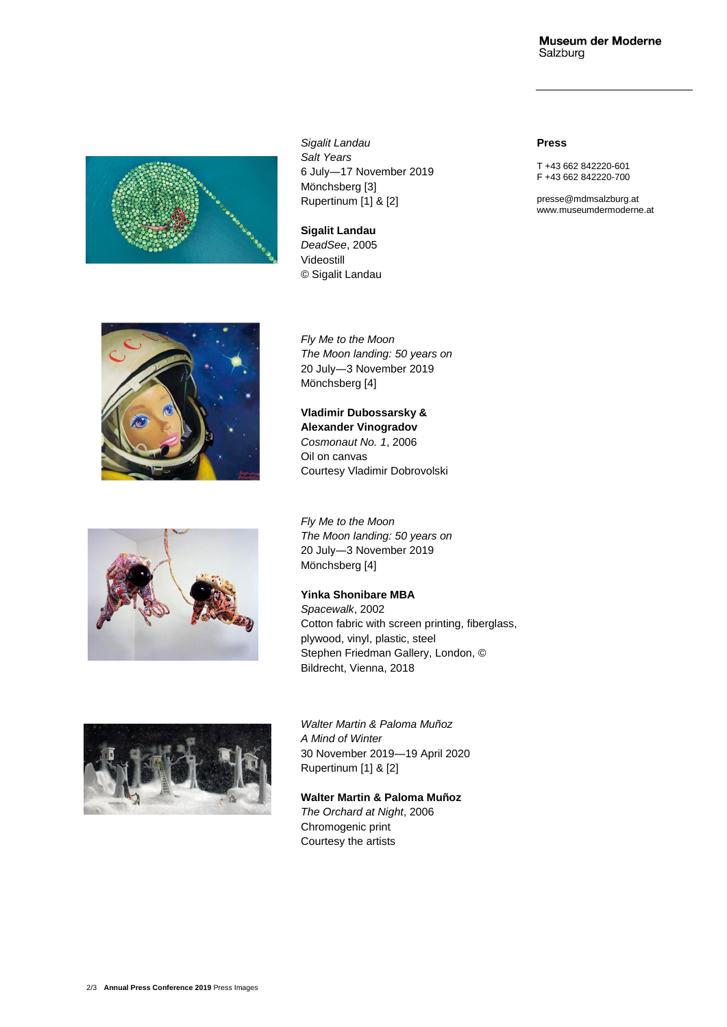**Museum der Moderne**
Salzburg

**Press**

T +43 662 842220-601
F +43 662 842220-700

presse@mdmsalzburg.at
www.museumdermoderne.at

*Sigalit Landau*
*Salt Years*
6 July—17 November 2019
Mönchsberg [3]
Rupertinum [1] & [2]

**Sigalit Landau**
*DeadSee*, 2005
Videostill
© Sigalit Landau

*Fly Me to the Moon*
*The Moon landing: 50 years on*
20 July—3 November 2019
Mönchsberg [4]

**Vladimir Dubossarsky & Alexander Vinogradov**
*Cosmonaut No. 1*, 2006
Oil on canvas
Courtesy Vladimir Dobrovolski

*Fly Me to the Moon*
*The Moon landing: 50 years on*
20 July—3 November 2019
Mönchsberg [4]

**Yinka Shonibare MBA**
*Spacewalk*, 2002
Cotton fabric with screen printing, fiberglass, plywood, vinyl, plastic, steel
Stephen Friedman Gallery, London, © Bildrecht, Vienna, 2018

*Walter Martin & Paloma Muñoz*
*A Mind of Winter*
30 November 2019—19 April 2020
Rupertinum [1] & [2]

**Walter Martin & Paloma Muñoz**
*The Orchard at Night*, 2006
Chromogenic print
Courtesy the artists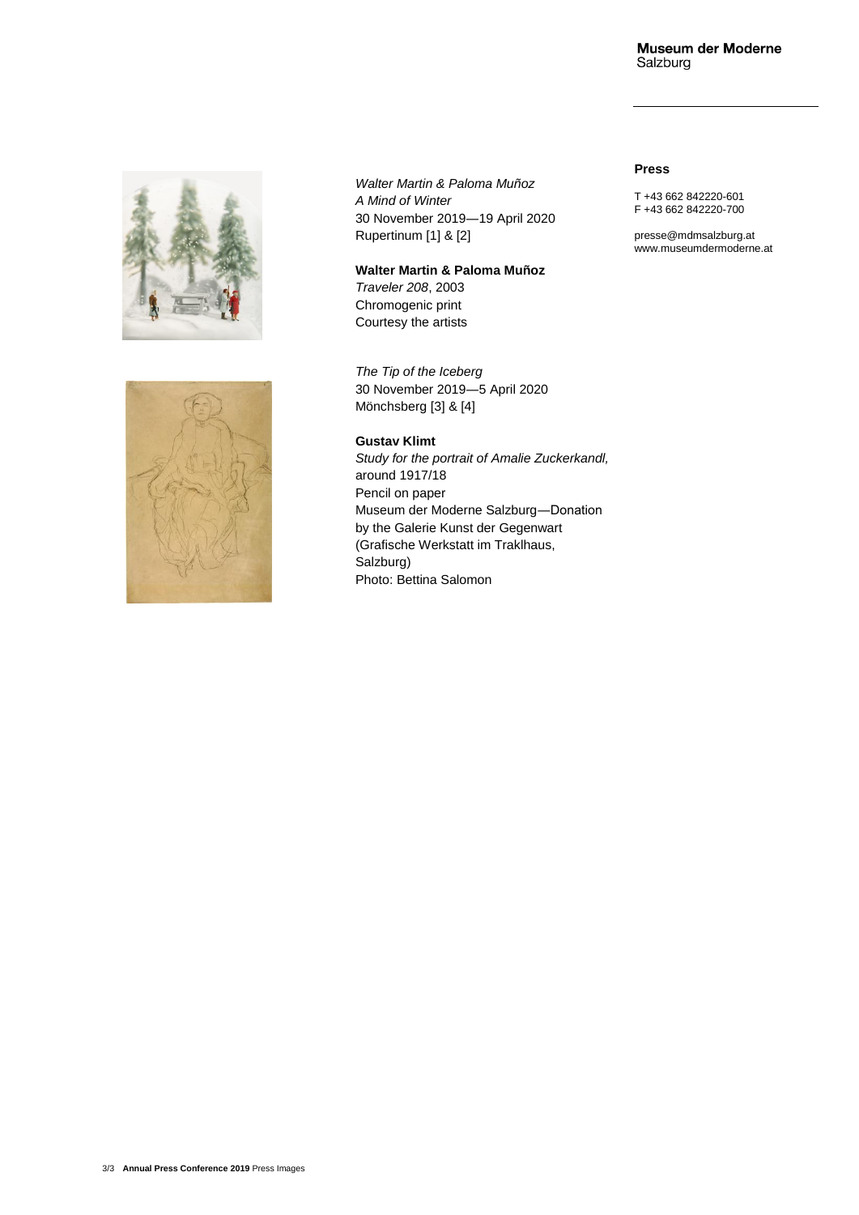*Walter Martin & Paloma Muñoz*
*A Mind of Winter*
30 November 2019—19 April 2020
Rupertinum [1] & [2]

**Walter Martin & Paloma Muñoz**
*Traveler 208*, 2003
Chromogenic print
Courtesy the artists

*The Tip of the Iceberg*
30 November 2019—5 April 2020
Mönchsberg [3] & [4]

**Gustav Klimt**
*Study for the portrait of Amalie Zuckerkandl,*
around 1917/18
Pencil on paper
Museum der Moderne Salzburg—Donation by the Galerie Kunst der Gegenwart (Grafische Werkstatt im Traklhaus, Salzburg)
Photo: Bettina Salomon

**Press**

T +43 662 842220-601
F +43 662 842220-700

presse@mdmsalzburg.at
www.museumdermoderne.at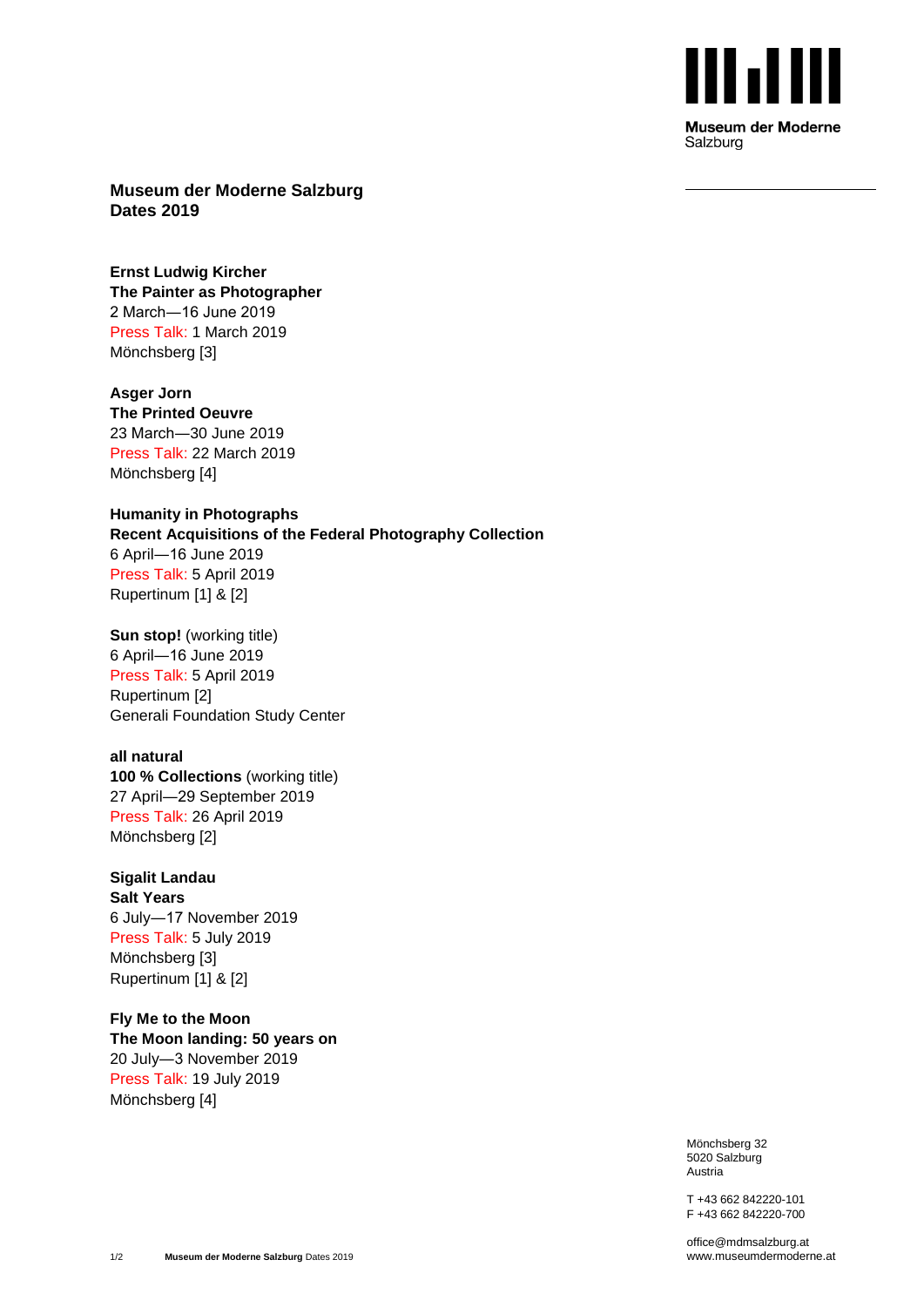# Museum der Moderne Salzburg
# Dates 2019

**Ernst Ludwig Kircher**
**The Painter as Photographer**
2 March—16 June 2019
Press Talk: 1 March 2019
Mönchsberg [3]

**Asger Jorn**
**The Printed Oeuvre**
23 March—30 June 2019
Press Talk: 22 March 2019
Mönchsberg [4]

**Humanity in Photographs**
**Recent Acquisitions of the Federal Photography Collection**
6 April—16 June 2019
Press Talk: 5 April 2019
Rupertinum [1] & [2]

**Sun stop!** (working title)
6 April—16 June 2019
Press Talk: 5 April 2019
Rupertinum [2]
Generali Foundation Study Center

**all natural**
**100 % Collections** (working title)
27 April—29 September 2019
Press Talk: 26 April 2019
Mönchsberg [2]

**Sigalit Landau**
**Salt Years**
6 July—17 November 2019
Press Talk: 5 July 2019
Mönchsberg [3]
Rupertinum [1] & [2]

**Fly Me to the Moon**
**The Moon landing: 50 years on**
20 July—3 November 2019
Press Talk: 19 July 2019
Mönchsberg [4]

Mönchsberg 32
5020 Salzburg
Austria

T +43 662 842220-101
F +43 662 842220-700

office@mdmsalzburg.at
www.museumdermoderne.at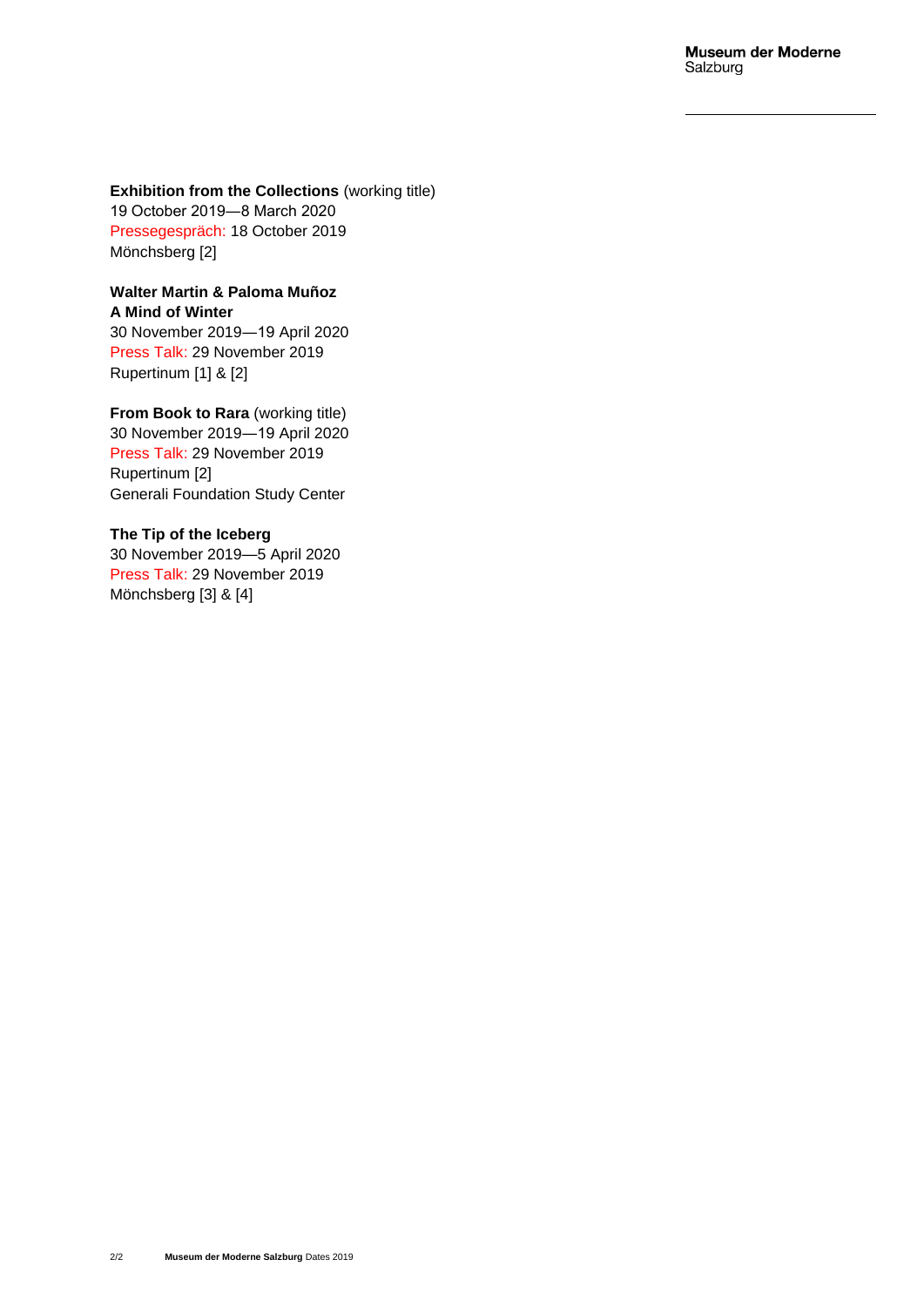**Exhibition from the Collections** (working title)
19 October 2019—8 March 2020
Pressegespräch: 18 October 2019
Mönchsberg [2]

**Walter Martin & Paloma Muñoz**
**A Mind of Winter**
30 November 2019—19 April 2020
Press Talk: 29 November 2019
Rupertinum [1] & [2]

**From Book to Rara** (working title)
30 November 2019—19 April 2020
Press Talk: 29 November 2019
Rupertinum [2]
Generali Foundation Study Center

**The Tip of the Iceberg**
30 November 2019—5 April 2020
Press Talk: 29 November 2019
Mönchsberg [3] & [4]